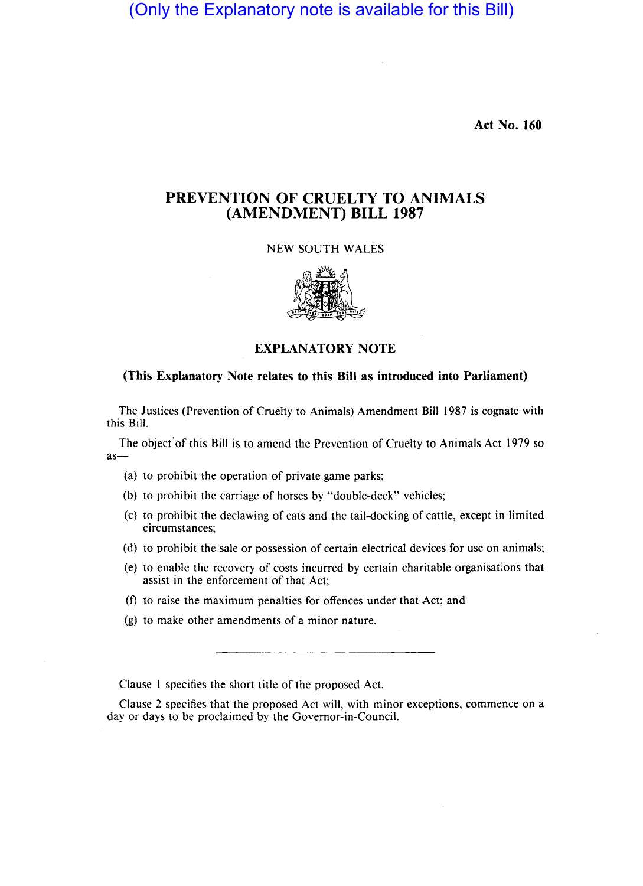(Only the Explanatory note is available for this Bill)

**Act No. 160**

# PREVENTION OF CRUELTY TO ANIMALS (AMENDMENT) BILL 1987

NEW SOUTH WALES

## EXPLANATORY NOTE

**(This Explanatory Note relates to this Bill as introduced into Parliament)**

The Justices (Prevention of Cruelty to Animals) Amendment Bill 1987 is cognate with this Bill.

The object of this Bill is to amend the Prevention of Cruelty to Animals Act 1979 so as—

(a) to prohibit the operation of private game parks;

(b) to prohibit the carriage of horses by "double-deck" vehicles;

(c) to prohibit the declawing of cats and the tail-docking of cattle, except in limited circumstances;

(d) to prohibit the sale or possession of certain electrical devices for use on animals;

(e) to enable the recovery of costs incurred by certain charitable organisations that assist in the enforcement of that Act;

(f) to raise the maximum penalties for offences under that Act; and

(g) to make other amendments of a minor nature.

---

Clause 1 specifies the short title of the proposed Act.

Clause 2 specifies that the proposed Act will, with minor exceptions, commence on a day or days to be proclaimed by the Governor-in-Council.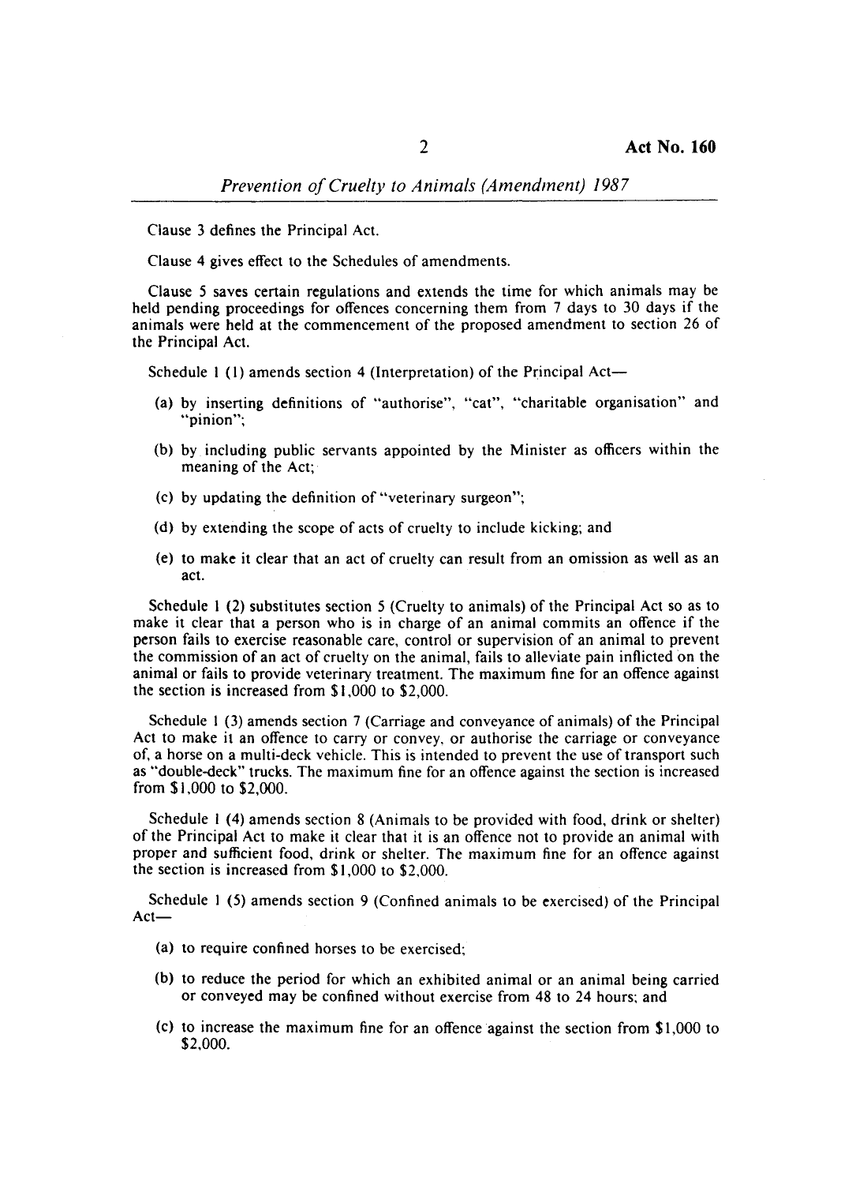Clause 3 defines the Principal Act.

Clause 4 gives effect to the Schedules of amendments.

Clause 5 saves certain regulations and extends the time for which animals may be held pending proceedings for offences concerning them from 7 days to 30 days if the animals were held at the commencement of the proposed amendment to section 26 of the Principal Act.

Schedule 1 (1) amends section 4 (Interpretation) of the Principal Act—

- (a) by inserting definitions of "authorise", "cat", "charitable organisation" and "pinion";
- (b) by including public servants appointed by the Minister as officers within the meaning of the Act;
- (c) by updating the definition of "veterinary surgeon";
- (d) by extending the scope of acts of cruelty to include kicking; and
- (e) to make it clear that an act of cruelty can result from an omission as well as an act.

Schedule 1 (2) substitutes section 5 (Cruelty to animals) of the Principal Act so as to make it clear that a person who is in charge of an animal commits an offence if the person fails to exercise reasonable care, control or supervision of an animal to prevent the commission of an act of cruelty on the animal, fails to alleviate pain inflicted on the animal or fails to provide veterinary treatment. The maximum fine for an offence against the section is increased from $1,000 to $2,000.

Schedule 1 (3) amends section 7 (Carriage and conveyance of animals) of the Principal Act to make it an offence to carry or convey, or authorise the carriage or conveyance of, a horse on a multi-deck vehicle. This is intended to prevent the use of transport such as "double-deck" trucks. The maximum fine for an offence against the section is increased from $1,000 to $2,000.

Schedule 1 (4) amends section 8 (Animals to be provided with food, drink or shelter) of the Principal Act to make it clear that it is an offence not to provide an animal with proper and sufficient food, drink or shelter. The maximum fine for an offence against the section is increased from $1,000 to $2,000.

Schedule 1 (5) amends section 9 (Confined animals to be exercised) of the Principal Act—

- (a) to require confined horses to be exercised;
- (b) to reduce the period for which an exhibited animal or an animal being carried or conveyed may be confined without exercise from 48 to 24 hours; and
- (c) to increase the maximum fine for an offence against the section from $1,000 to $2,000.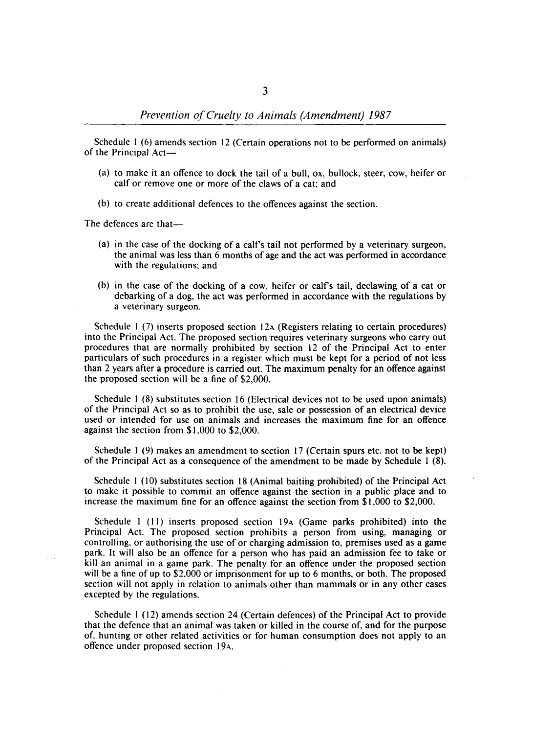Schedule 1 (6) amends section 12 (Certain operations not to be performed on animals) of the Principal Act—

(a) to make it an offence to dock the tail of a bull, ox, bullock, steer, cow, heifer or calf or remove one or more of the claws of a cat; and

(b) to create additional defences to the offences against the section.

The defences are that—

(a) in the case of the docking of a calf's tail not performed by a veterinary surgeon, the animal was less than 6 months of age and the act was performed in accordance with the regulations; and

(b) in the case of the docking of a cow, heifer or calf's tail, declawing of a cat or debarking of a dog, the act was performed in accordance with the regulations by a veterinary surgeon.

Schedule 1 (7) inserts proposed section 12A (Registers relating to certain procedures) into the Principal Act. The proposed section requires veterinary surgeons who carry out procedures that are normally prohibited by section 12 of the Principal Act to enter particulars of such procedures in a register which must be kept for a period of not less than 2 years after a procedure is carried out. The maximum penalty for an offence against the proposed section will be a fine of $2,000.

Schedule 1 (8) substitutes section 16 (Electrical devices not to be used upon animals) of the Principal Act so as to prohibit the use, sale or possession of an electrical device used or intended for use on animals and increases the maximum fine for an offence against the section from $1,000 to $2,000.

Schedule 1 (9) makes an amendment to section 17 (Certain spurs etc. not to be kept) of the Principal Act as a consequence of the amendment to be made by Schedule 1 (8).

Schedule 1 (10) substitutes section 18 (Animal baiting prohibited) of the Principal Act to make it possible to commit an offence against the section in a public place and to increase the maximum fine for an offence against the section from $1,000 to $2,000.

Schedule 1 (11) inserts proposed section 19A (Game parks prohibited) into the Principal Act. The proposed section prohibits a person from using, managing or controlling, or authorising the use of or charging admission to, premises used as a game park. It will also be an offence for a person who has paid an admission fee to take or kill an animal in a game park. The penalty for an offence under the proposed section will be a fine of up to $2,000 or imprisonment for up to 6 months, or both. The proposed section will not apply in relation to animals other than mammals or in any other cases excepted by the regulations.

Schedule 1 (12) amends section 24 (Certain defences) of the Principal Act to provide that the defence that an animal was taken or killed in the course of, and for the purpose of, hunting or other related activities or for human consumption does not apply to an offence under proposed section 19A.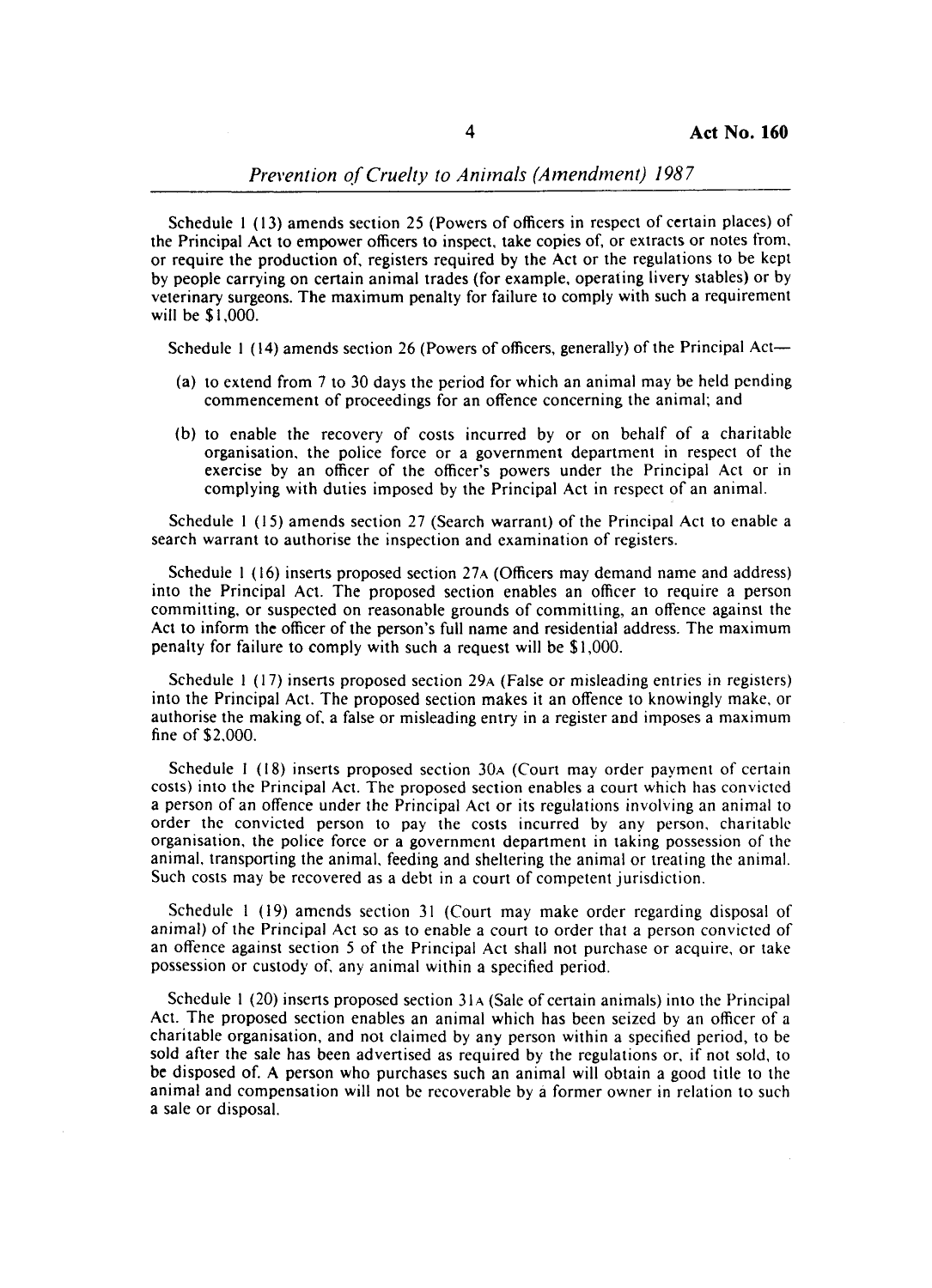Schedule 1 (13) amends section 25 (Powers of officers in respect of certain places) of the Principal Act to empower officers to inspect, take copies of, or extracts or notes from, or require the production of, registers required by the Act or the regulations to be kept by people carrying on certain animal trades (for example, operating livery stables) or by veterinary surgeons. The maximum penalty for failure to comply with such a requirement will be $1,000.

Schedule 1 (14) amends section 26 (Powers of officers, generally) of the Principal Act—

(a) to extend from 7 to 30 days the period for which an animal may be held pending commencement of proceedings for an offence concerning the animal; and

(b) to enable the recovery of costs incurred by or on behalf of a charitable organisation, the police force or a government department in respect of the exercise by an officer of the officer's powers under the Principal Act or in complying with duties imposed by the Principal Act in respect of an animal.

Schedule 1 (15) amends section 27 (Search warrant) of the Principal Act to enable a search warrant to authorise the inspection and examination of registers.

Schedule 1 (16) inserts proposed section 27A (Officers may demand name and address) into the Principal Act. The proposed section enables an officer to require a person committing, or suspected on reasonable grounds of committing, an offence against the Act to inform the officer of the person's full name and residential address. The maximum penalty for failure to comply with such a request will be $1,000.

Schedule 1 (17) inserts proposed section 29A (False or misleading entries in registers) into the Principal Act. The proposed section makes it an offence to knowingly make, or authorise the making of, a false or misleading entry in a register and imposes a maximum fine of $2,000.

Schedule 1 (18) inserts proposed section 30A (Court may order payment of certain costs) into the Principal Act. The proposed section enables a court which has convicted a person of an offence under the Principal Act or its regulations involving an animal to order the convicted person to pay the costs incurred by any person, charitable organisation, the police force or a government department in taking possession of the animal, transporting the animal, feeding and sheltering the animal or treating the animal. Such costs may be recovered as a debt in a court of competent jurisdiction.

Schedule 1 (19) amends section 31 (Court may make order regarding disposal of animal) of the Principal Act so as to enable a court to order that a person convicted of an offence against section 5 of the Principal Act shall not purchase or acquire, or take possession or custody of, any animal within a specified period.

Schedule 1 (20) inserts proposed section 31A (Sale of certain animals) into the Principal Act. The proposed section enables an animal which has been seized by an officer of a charitable organisation, and not claimed by any person within a specified period, to be sold after the sale has been advertised as required by the regulations or, if not sold, to be disposed of. A person who purchases such an animal will obtain a good title to the animal and compensation will not be recoverable by a former owner in relation to such a sale or disposal.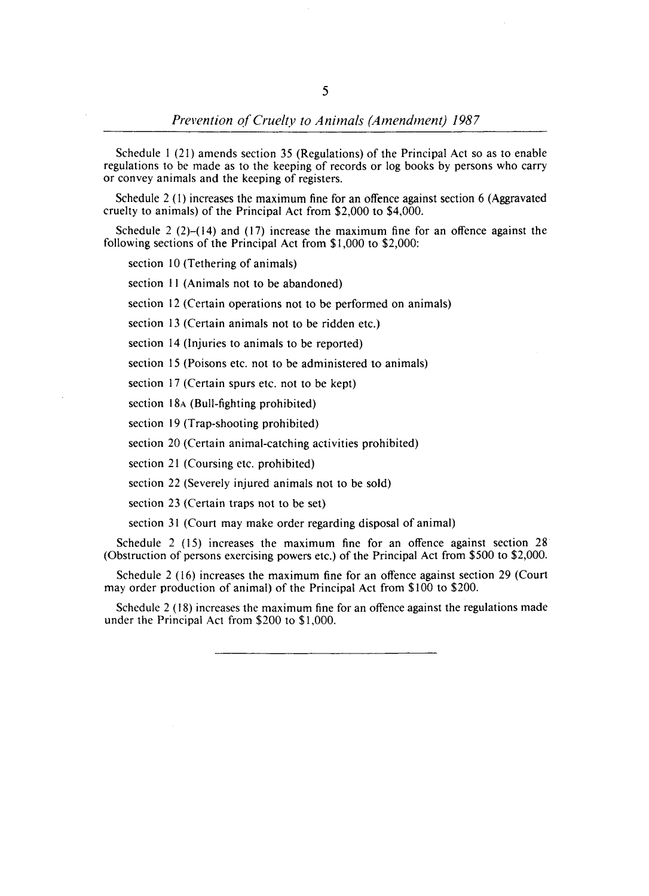Schedule 1 (21) amends section 35 (Regulations) of the Principal Act so as to enable regulations to be made as to the keeping of records or log books by persons who carry or convey animals and the keeping of registers.

Schedule 2 (1) increases the maximum fine for an offence against section 6 (Aggravated cruelty to animals) of the Principal Act from $2,000 to $4,000.

Schedule 2 (2)–(14) and (17) increase the maximum fine for an offence against the following sections of the Principal Act from $1,000 to $2,000:

section 10 (Tethering of animals)

section 11 (Animals not to be abandoned)

section 12 (Certain operations not to be performed on animals)

section 13 (Certain animals not to be ridden etc.)

section 14 (Injuries to animals to be reported)

section 15 (Poisons etc. not to be administered to animals)

section 17 (Certain spurs etc. not to be kept)

section 18A (Bull-fighting prohibited)

section 19 (Trap-shooting prohibited)

section 20 (Certain animal-catching activities prohibited)

section 21 (Coursing etc. prohibited)

section 22 (Severely injured animals not to be sold)

section 23 (Certain traps not to be set)

section 31 (Court may make order regarding disposal of animal)

Schedule 2 (15) increases the maximum fine for an offence against section 28 (Obstruction of persons exercising powers etc.) of the Principal Act from $500 to $2,000.

Schedule 2 (16) increases the maximum fine for an offence against section 29 (Court may order production of animal) of the Principal Act from $100 to $200.

Schedule 2 (18) increases the maximum fine for an offence against the regulations made under the Principal Act from $200 to $1,000.